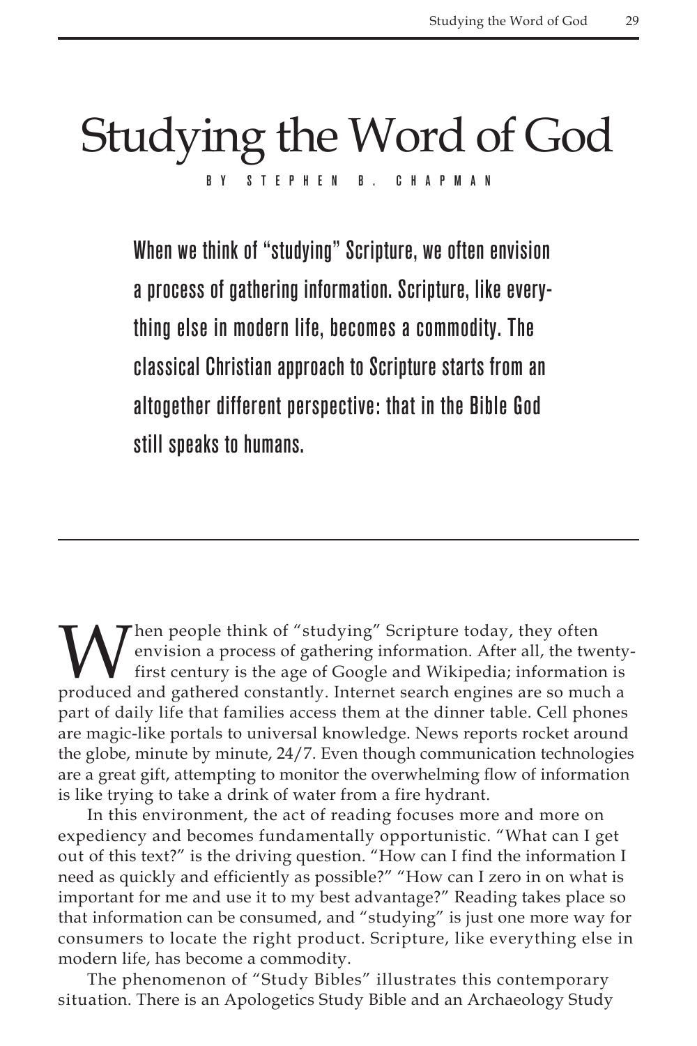# Studying the Word of God

BY STEPHEN B. CHAPMAN

**When we think of "studying" Scripture, we often envision a process of gathering information. Scripture, like everything else in modern life, becomes a commodity. The classical Christian approach to Scripture starts from an altogether different perspective: that in the Bible God still speaks to humans.**

When people think of "studying" Scripture today, they often envision a process of gathering information. After all, the twenty-first century is the age of Google and Wikipedia; information is produced and gathered constantly. Internet search engines are so much a part of daily life that families access them at the dinner table. Cell phones are magic-like portals to universal knowledge. News reports rocket around the globe, minute by minute, 24/7. Even though communication technologies are a great gift, attempting to monitor the overwhelming flow of information is like trying to take a drink of water from a fire hydrant.

In this environment, the act of reading focuses more and more on expediency and becomes fundamentally opportunistic. "What can I get out of this text?" is the driving question. "How can I find the information I need as quickly and efficiently as possible?" "How can I zero in on what is important for me and use it to my best advantage?" Reading takes place so that information can be consumed, and "studying" is just one more way for consumers to locate the right product. Scripture, like everything else in modern life, has become a commodity.

The phenomenon of "Study Bibles" illustrates this contemporary situation. There is an Apologetics Study Bible and an Archaeology Study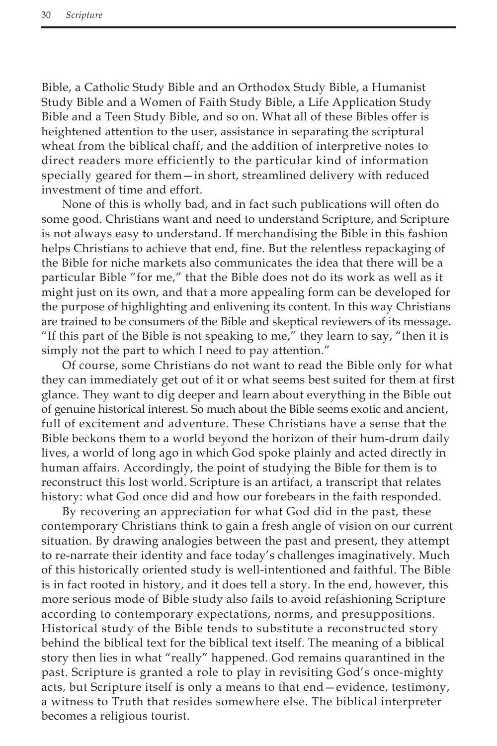Bible, a Catholic Study Bible and an Orthodox Study Bible, a Humanist Study Bible and a Women of Faith Study Bible, a Life Application Study Bible and a Teen Study Bible, and so on. What all of these Bibles offer is heightened attention to the user, assistance in separating the scriptural wheat from the biblical chaff, and the addition of interpretive notes to direct readers more efficiently to the particular kind of information specially geared for them—in short, streamlined delivery with reduced investment of time and effort.

None of this is wholly bad, and in fact such publications will often do some good. Christians want and need to understand Scripture, and Scripture is not always easy to understand. If merchandising the Bible in this fashion helps Christians to achieve that end, fine. But the relentless repackaging of the Bible for niche markets also communicates the idea that there will be a particular Bible "for me," that the Bible does not do its work as well as it might just on its own, and that a more appealing form can be developed for the purpose of highlighting and enlivening its content. In this way Christians are trained to be consumers of the Bible and skeptical reviewers of its message. "If this part of the Bible is not speaking to me," they learn to say, "then it is simply not the part to which I need to pay attention."

Of course, some Christians do not want to read the Bible only for what they can immediately get out of it or what seems best suited for them at first glance. They want to dig deeper and learn about everything in the Bible out of genuine historical interest. So much about the Bible seems exotic and ancient, full of excitement and adventure. These Christians have a sense that the Bible beckons them to a world beyond the horizon of their hum-drum daily lives, a world of long ago in which God spoke plainly and acted directly in human affairs. Accordingly, the point of studying the Bible for them is to reconstruct this lost world. Scripture is an artifact, a transcript that relates history: what God once did and how our forebears in the faith responded.

By recovering an appreciation for what God did in the past, these contemporary Christians think to gain a fresh angle of vision on our current situation. By drawing analogies between the past and present, they attempt to re-narrate their identity and face today's challenges imaginatively. Much of this historically oriented study is well-intentioned and faithful. The Bible is in fact rooted in history, and it does tell a story. In the end, however, this more serious mode of Bible study also fails to avoid refashioning Scripture according to contemporary expectations, norms, and presuppositions. Historical study of the Bible tends to substitute a reconstructed story behind the biblical text for the biblical text itself. The meaning of a biblical story then lies in what "really" happened. God remains quarantined in the past. Scripture is granted a role to play in revisiting God's once-mighty acts, but Scripture itself is only a means to that end—evidence, testimony, a witness to Truth that resides somewhere else. The biblical interpreter becomes a religious tourist.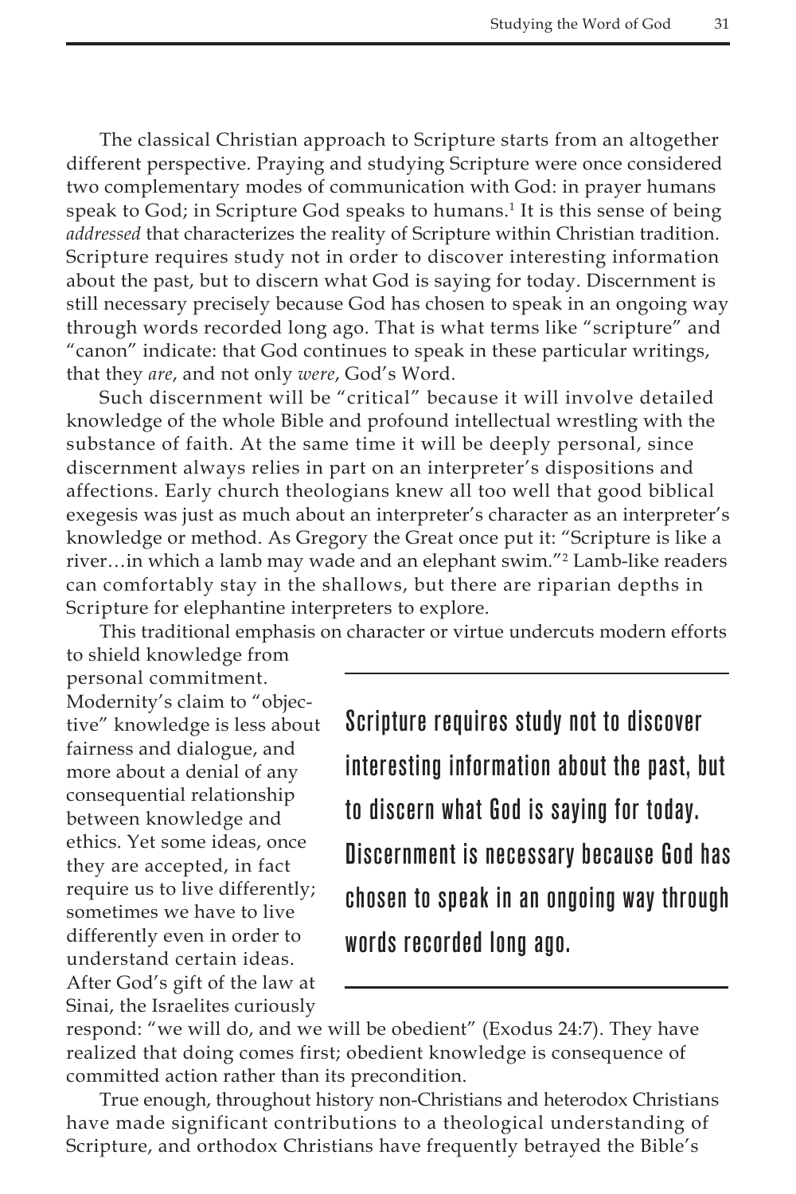The classical Christian approach to Scripture starts from an altogether different perspective. Praying and studying Scripture were once considered two complementary modes of communication with God: in prayer humans speak to God; in Scripture God speaks to humans.[1] It is this sense of being *addressed* that characterizes the reality of Scripture within Christian tradition. Scripture requires study not in order to discover interesting information about the past, but to discern what God is saying for today. Discernment is still necessary precisely because God has chosen to speak in an ongoing way through words recorded long ago. That is what terms like "scripture" and "canon" indicate: that God continues to speak in these particular writings, that they *are*, and not only *were*, God's Word.

Such discernment will be "critical" because it will involve detailed knowledge of the whole Bible and profound intellectual wrestling with the substance of faith. At the same time it will be deeply personal, since discernment always relies in part on an interpreter's dispositions and affections. Early church theologians knew all too well that good biblical exegesis was just as much about an interpreter's character as an interpreter's knowledge or method. As Gregory the Great once put it: "Scripture is like a river…in which a lamb may wade and an elephant swim."[2] Lamb-like readers can comfortably stay in the shallows, but there are riparian depths in Scripture for elephantine interpreters to explore.

This traditional emphasis on character or virtue undercuts modern efforts to shield knowledge from personal commitment. Modernity's claim to "objective" knowledge is less about fairness and dialogue, and more about a denial of any consequential relationship between knowledge and ethics. Yet some ideas, once they are accepted, in fact require us to live differently; sometimes we have to live differently even in order to understand certain ideas. After God's gift of the law at Sinai, the Israelites curiously respond: "we will do, and we will be obedient" (Exodus 24:7). They have realized that doing comes first; obedient knowledge is consequence of committed action rather than its precondition.

> **Scripture requires study not to discover interesting information about the past, but to discern what God is saying for today. Discernment is necessary because God has chosen to speak in an ongoing way through words recorded long ago.**

True enough, throughout history non-Christians and heterodox Christians have made significant contributions to a theological understanding of Scripture, and orthodox Christians have frequently betrayed the Bible's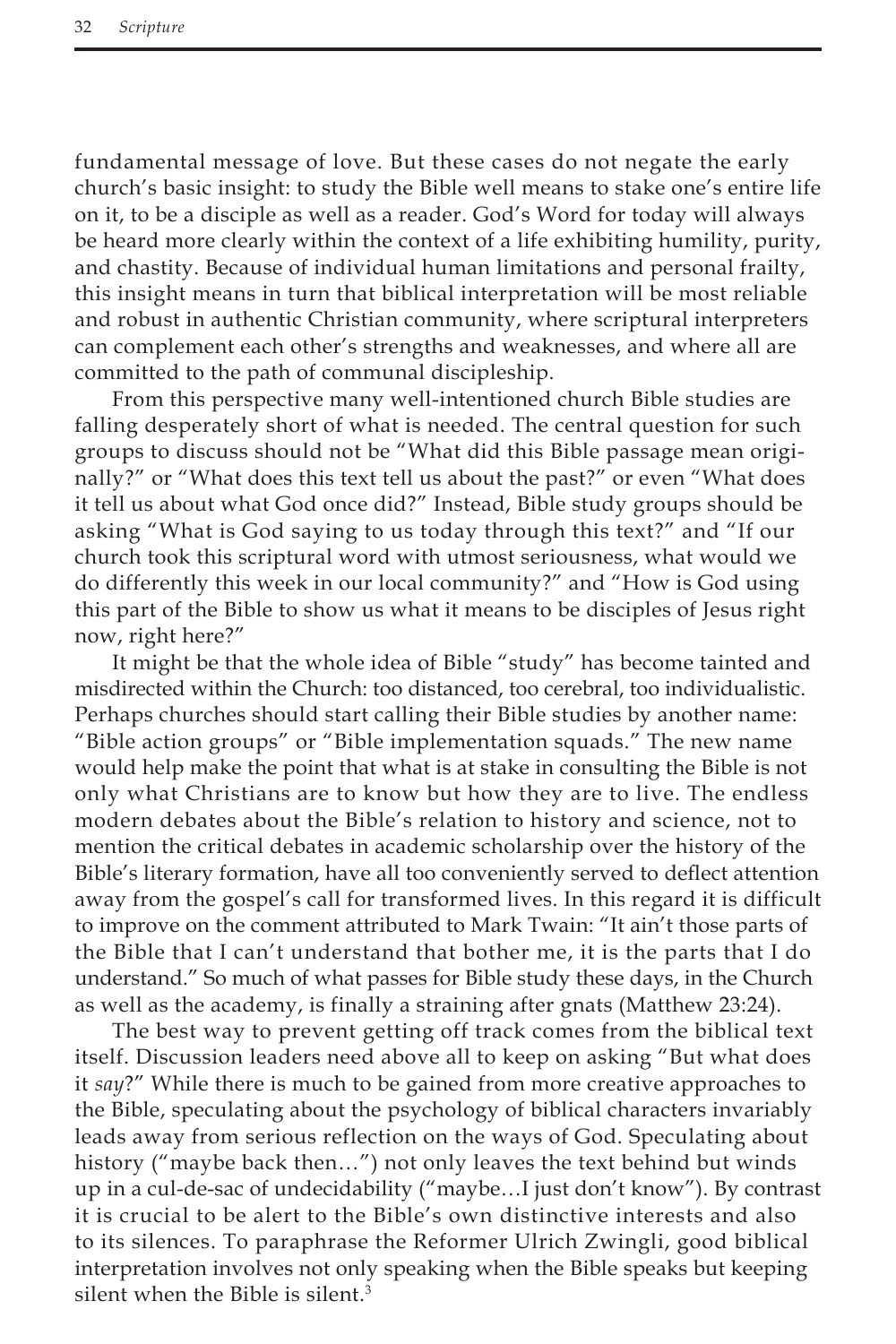fundamental message of love. But these cases do not negate the early church's basic insight: to study the Bible well means to stake one's entire life on it, to be a disciple as well as a reader. God's Word for today will always be heard more clearly within the context of a life exhibiting humility, purity, and chastity. Because of individual human limitations and personal frailty, this insight means in turn that biblical interpretation will be most reliable and robust in authentic Christian community, where scriptural interpreters can complement each other's strengths and weaknesses, and where all are committed to the path of communal discipleship.

From this perspective many well-intentioned church Bible studies are falling desperately short of what is needed. The central question for such groups to discuss should not be "What did this Bible passage mean originally?" or "What does this text tell us about the past?" or even "What does it tell us about what God once did?" Instead, Bible study groups should be asking "What is God saying to us today through this text?" and "If our church took this scriptural word with utmost seriousness, what would we do differently this week in our local community?" and "How is God using this part of the Bible to show us what it means to be disciples of Jesus right now, right here?"

It might be that the whole idea of Bible "study" has become tainted and misdirected within the Church: too distanced, too cerebral, too individualistic. Perhaps churches should start calling their Bible studies by another name: "Bible action groups" or "Bible implementation squads." The new name would help make the point that what is at stake in consulting the Bible is not only what Christians are to know but how they are to live. The endless modern debates about the Bible's relation to history and science, not to mention the critical debates in academic scholarship over the history of the Bible's literary formation, have all too conveniently served to deflect attention away from the gospel's call for transformed lives. In this regard it is difficult to improve on the comment attributed to Mark Twain: "It ain't those parts of the Bible that I can't understand that bother me, it is the parts that I do understand." So much of what passes for Bible study these days, in the Church as well as the academy, is finally a straining after gnats (Matthew 23:24).

The best way to prevent getting off track comes from the biblical text itself. Discussion leaders need above all to keep on asking "But what does it *say*?" While there is much to be gained from more creative approaches to the Bible, speculating about the psychology of biblical characters invariably leads away from serious reflection on the ways of God. Speculating about history ("maybe back then…") not only leaves the text behind but winds up in a cul-de-sac of undecidability ("maybe…I just don't know"). By contrast it is crucial to be alert to the Bible's own distinctive interests and also to its silences. To paraphrase the Reformer Ulrich Zwingli, good biblical interpretation involves not only speaking when the Bible speaks but keeping silent when the Bible is silent.[3]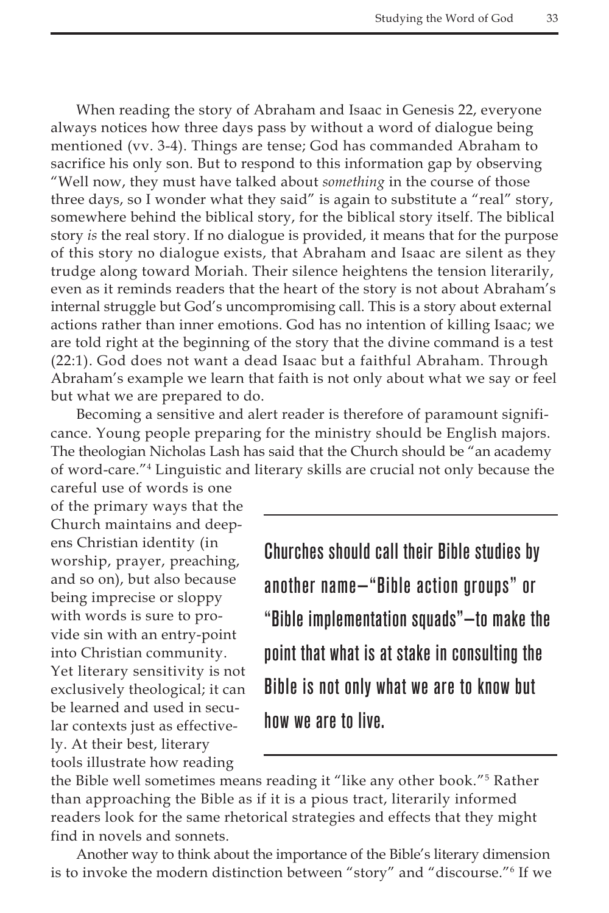When reading the story of Abraham and Isaac in Genesis 22, everyone always notices how three days pass by without a word of dialogue being mentioned (vv. 3-4). Things are tense; God has commanded Abraham to sacrifice his only son. But to respond to this information gap by observing "Well now, they must have talked about *something* in the course of those three days, so I wonder what they said" is again to substitute a "real" story, somewhere behind the biblical story, for the biblical story itself. The biblical story *is* the real story. If no dialogue is provided, it means that for the purpose of this story no dialogue exists, that Abraham and Isaac are silent as they trudge along toward Moriah. Their silence heightens the tension literarily, even as it reminds readers that the heart of the story is not about Abraham's internal struggle but God's uncompromising call. This is a story about external actions rather than inner emotions. God has no intention of killing Isaac; we are told right at the beginning of the story that the divine command is a test (22:1). God does not want a dead Isaac but a faithful Abraham. Through Abraham's example we learn that faith is not only about what we say or feel but what we are prepared to do.

Becoming a sensitive and alert reader is therefore of paramount significance. Young people preparing for the ministry should be English majors. The theologian Nicholas Lash has said that the Church should be "an academy of word-care."[4] Linguistic and literary skills are crucial not only because the careful use of words is one of the primary ways that the Church maintains and deepens Christian identity (in worship, prayer, preaching, and so on), but also because being imprecise or sloppy with words is sure to provide sin with an entry-point into Christian community. Yet literary sensitivity is not exclusively theological; it can be learned and used in secular contexts just as effectively. At their best, literary tools illustrate how reading the Bible well sometimes means reading it "like any other book."[5] Rather than approaching the Bible as if it is a pious tract, literarily informed readers look for the same rhetorical strategies and effects that they might find in novels and sonnets.

> **Churches should call their Bible studies by another name—"Bible action groups" or "Bible implementation squads"—to make the point that what is at stake in consulting the Bible is not only what we are to know but how we are to live.**

Another way to think about the importance of the Bible's literary dimension is to invoke the modern distinction between "story" and "discourse."[6] If we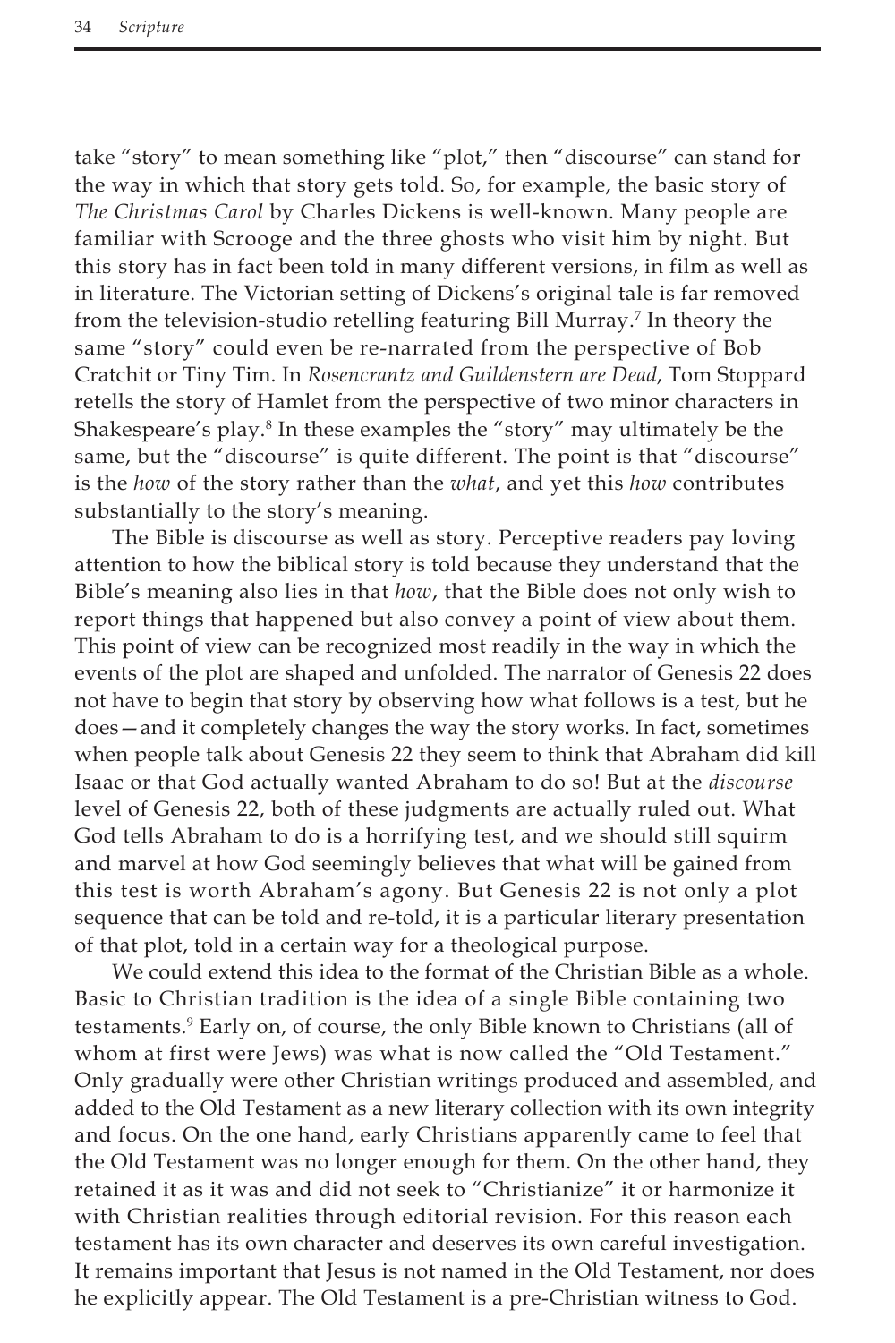take "story" to mean something like "plot," then "discourse" can stand for the way in which that story gets told. So, for example, the basic story of *The Christmas Carol* by Charles Dickens is well-known. Many people are familiar with Scrooge and the three ghosts who visit him by night. But this story has in fact been told in many different versions, in film as well as in literature. The Victorian setting of Dickens's original tale is far removed from the television-studio retelling featuring Bill Murray.[7] In theory the same "story" could even be re-narrated from the perspective of Bob Cratchit or Tiny Tim. In *Rosencrantz and Guildenstern are Dead*, Tom Stoppard retells the story of Hamlet from the perspective of two minor characters in Shakespeare's play.[8] In these examples the "story" may ultimately be the same, but the "discourse" is quite different. The point is that "discourse" is the *how* of the story rather than the *what*, and yet this *how* contributes substantially to the story's meaning.

The Bible is discourse as well as story. Perceptive readers pay loving attention to how the biblical story is told because they understand that the Bible's meaning also lies in that *how*, that the Bible does not only wish to report things that happened but also convey a point of view about them. This point of view can be recognized most readily in the way in which the events of the plot are shaped and unfolded. The narrator of Genesis 22 does not have to begin that story by observing how what follows is a test, but he does—and it completely changes the way the story works. In fact, sometimes when people talk about Genesis 22 they seem to think that Abraham did kill Isaac or that God actually wanted Abraham to do so! But at the *discourse* level of Genesis 22, both of these judgments are actually ruled out. What God tells Abraham to do is a horrifying test, and we should still squirm and marvel at how God seemingly believes that what will be gained from this test is worth Abraham's agony. But Genesis 22 is not only a plot sequence that can be told and re-told, it is a particular literary presentation of that plot, told in a certain way for a theological purpose.

We could extend this idea to the format of the Christian Bible as a whole. Basic to Christian tradition is the idea of a single Bible containing two testaments.[9] Early on, of course, the only Bible known to Christians (all of whom at first were Jews) was what is now called the "Old Testament." Only gradually were other Christian writings produced and assembled, and added to the Old Testament as a new literary collection with its own integrity and focus. On the one hand, early Christians apparently came to feel that the Old Testament was no longer enough for them. On the other hand, they retained it as it was and did not seek to "Christianize" it or harmonize it with Christian realities through editorial revision. For this reason each testament has its own character and deserves its own careful investigation. It remains important that Jesus is not named in the Old Testament, nor does he explicitly appear. The Old Testament is a pre-Christian witness to God.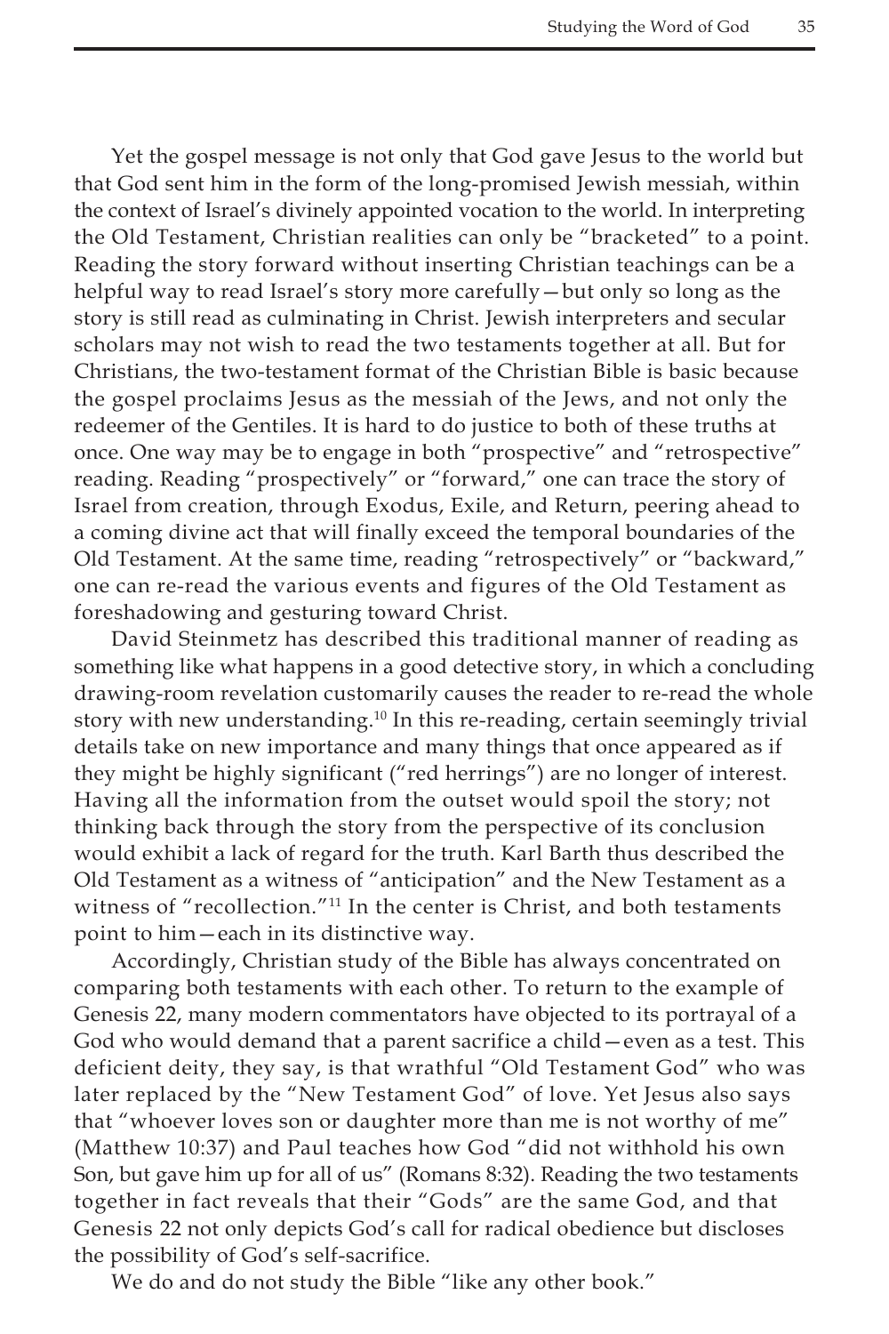Yet the gospel message is not only that God gave Jesus to the world but that God sent him in the form of the long-promised Jewish messiah, within the context of Israel's divinely appointed vocation to the world. In interpreting the Old Testament, Christian realities can only be "bracketed" to a point. Reading the story forward without inserting Christian teachings can be a helpful way to read Israel's story more carefully—but only so long as the story is still read as culminating in Christ. Jewish interpreters and secular scholars may not wish to read the two testaments together at all. But for Christians, the two-testament format of the Christian Bible is basic because the gospel proclaims Jesus as the messiah of the Jews, and not only the redeemer of the Gentiles. It is hard to do justice to both of these truths at once. One way may be to engage in both "prospective" and "retrospective" reading. Reading "prospectively" or "forward," one can trace the story of Israel from creation, through Exodus, Exile, and Return, peering ahead to a coming divine act that will finally exceed the temporal boundaries of the Old Testament. At the same time, reading "retrospectively" or "backward," one can re-read the various events and figures of the Old Testament as foreshadowing and gesturing toward Christ.

David Steinmetz has described this traditional manner of reading as something like what happens in a good detective story, in which a concluding drawing-room revelation customarily causes the reader to re-read the whole story with new understanding.[10] In this re-reading, certain seemingly trivial details take on new importance and many things that once appeared as if they might be highly significant ("red herrings") are no longer of interest. Having all the information from the outset would spoil the story; not thinking back through the story from the perspective of its conclusion would exhibit a lack of regard for the truth. Karl Barth thus described the Old Testament as a witness of "anticipation" and the New Testament as a witness of "recollection."[11] In the center is Christ, and both testaments point to him—each in its distinctive way.

Accordingly, Christian study of the Bible has always concentrated on comparing both testaments with each other. To return to the example of Genesis 22, many modern commentators have objected to its portrayal of a God who would demand that a parent sacrifice a child—even as a test. This deficient deity, they say, is that wrathful "Old Testament God" who was later replaced by the "New Testament God" of love. Yet Jesus also says that "whoever loves son or daughter more than me is not worthy of me" (Matthew 10:37) and Paul teaches how God "did not withhold his own Son, but gave him up for all of us" (Romans 8:32). Reading the two testaments together in fact reveals that their "Gods" are the same God, and that Genesis 22 not only depicts God's call for radical obedience but discloses the possibility of God's self-sacrifice.

We do and do not study the Bible "like any other book."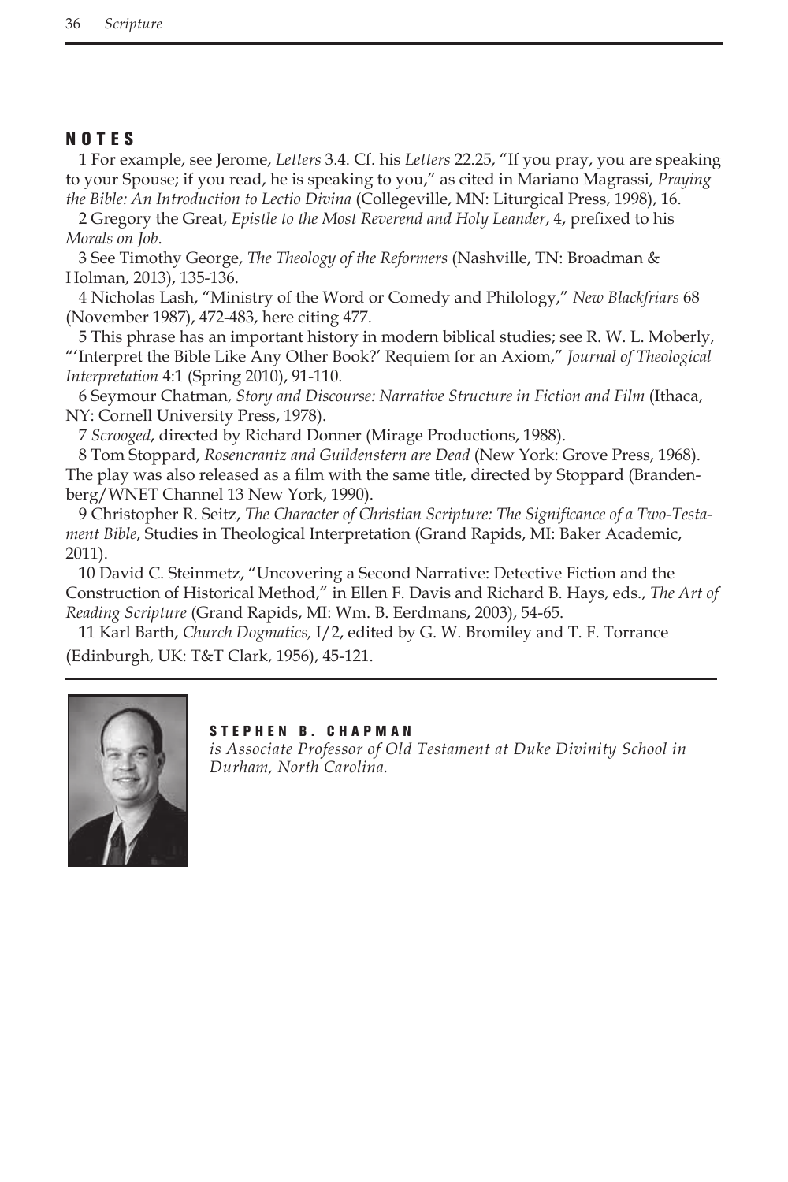## NOTES

1 For example, see Jerome, *Letters* 3.4. Cf. his *Letters* 22.25, "If you pray, you are speaking to your Spouse; if you read, he is speaking to you," as cited in Mariano Magrassi, *Praying the Bible: An Introduction to Lectio Divina* (Collegeville, MN: Liturgical Press, 1998), 16.

2 Gregory the Great, *Epistle to the Most Reverend and Holy Leander*, 4, prefixed to his *Morals on Job*.

3 See Timothy George, *The Theology of the Reformers* (Nashville, TN: Broadman & Holman, 2013), 135-136.

4 Nicholas Lash, "Ministry of the Word or Comedy and Philology," *New Blackfriars* 68 (November 1987), 472-483, here citing 477.

5 This phrase has an important history in modern biblical studies; see R. W. L. Moberly, "'Interpret the Bible Like Any Other Book?' Requiem for an Axiom," *Journal of Theological Interpretation* 4:1 (Spring 2010), 91-110.

6 Seymour Chatman, *Story and Discourse: Narrative Structure in Fiction and Film* (Ithaca, NY: Cornell University Press, 1978).

7 *Scrooged*, directed by Richard Donner (Mirage Productions, 1988).

8 Tom Stoppard, *Rosencrantz and Guildenstern are Dead* (New York: Grove Press, 1968). The play was also released as a film with the same title, directed by Stoppard (Brandenberg/WNET Channel 13 New York, 1990).

9 Christopher R. Seitz, *The Character of Christian Scripture: The Significance of a Two-Testament Bible*, Studies in Theological Interpretation (Grand Rapids, MI: Baker Academic, 2011).

10 David C. Steinmetz, "Uncovering a Second Narrative: Detective Fiction and the Construction of Historical Method," in Ellen F. Davis and Richard B. Hays, eds., *The Art of Reading Scripture* (Grand Rapids, MI: Wm. B. Eerdmans, 2003), 54-65.

11 Karl Barth, *Church Dogmatics,* I/2, edited by G. W. Bromiley and T. F. Torrance (Edinburgh, UK: T&T Clark, 1956), 45-121.

---

**STEPHEN B. CHAPMAN**
*is Associate Professor of Old Testament at Duke Divinity School in Durham, North Carolina.*